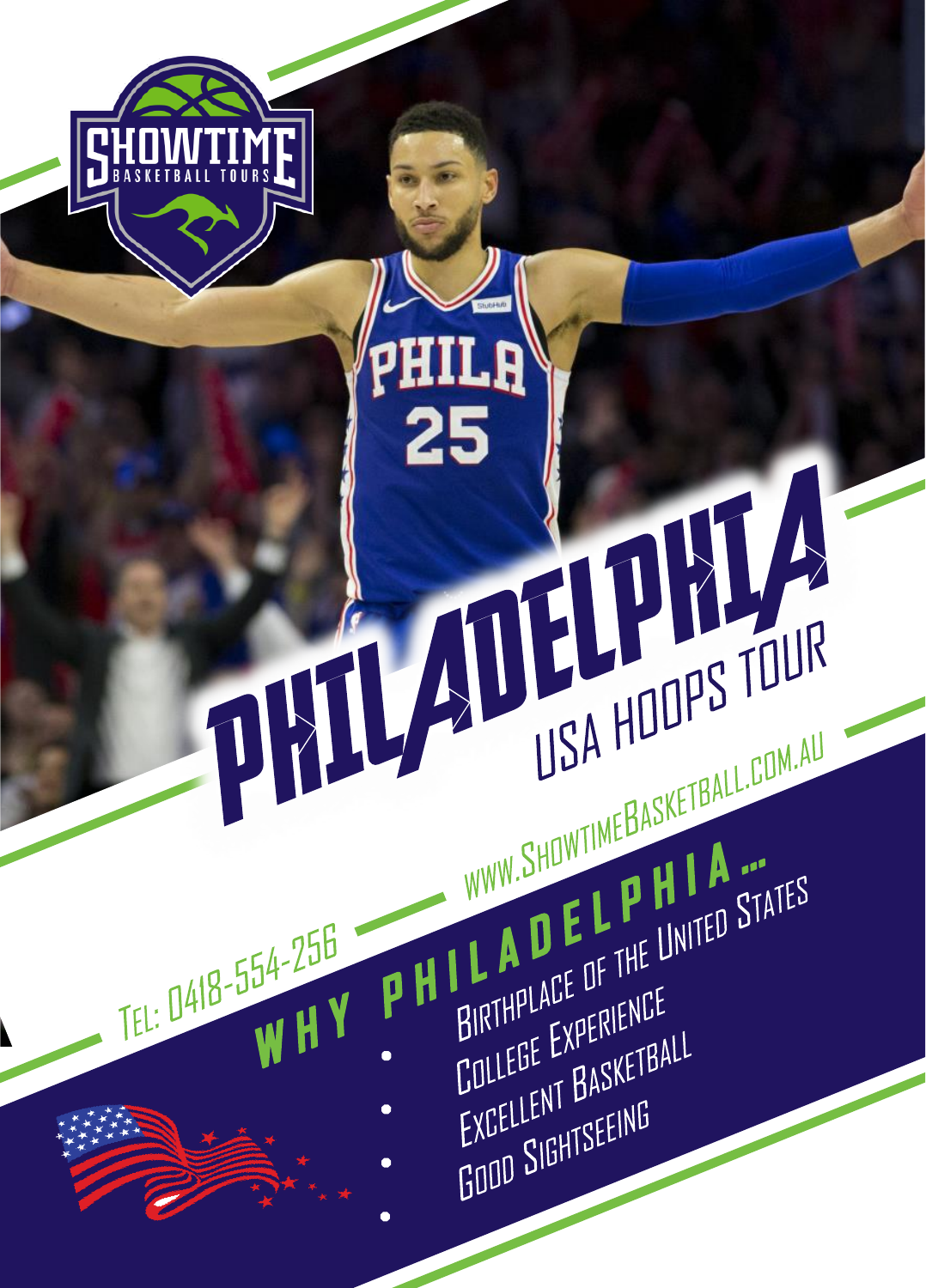SHOWTIME BASKETBALL TOURS

# PHILADELPHIA

## USA HOOPS TOUR

WWW.SHOWTIMEBASKETBALL.COM.AU

TEL: 0418-554-256

### WHY PHILADELPHIA...

- Birthplace of the United States
- College Experience
- Excellent Basketball
- Good Sightseeing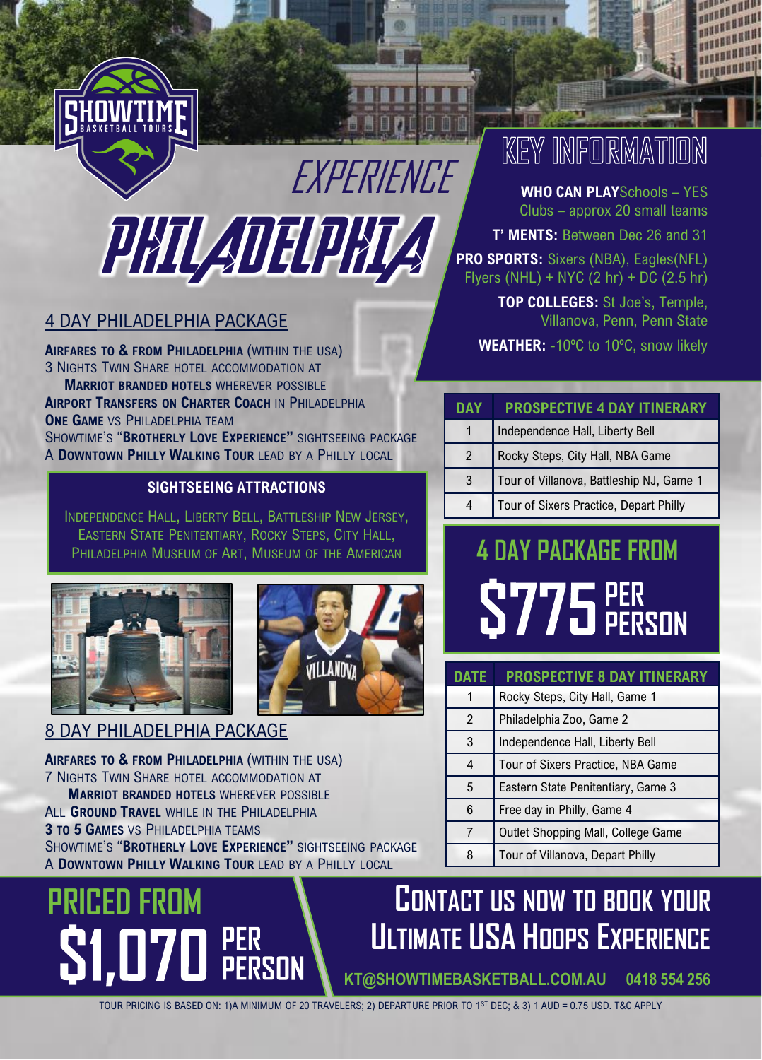# EXPERIENCE PHILADELPHIA

## KEY INFORMATION

**WHO CAN PLAY** Schools – YES
Clubs – approx 20 small teams

**T' MENTS:** Between Dec 26 and 31

**PRO SPORTS:** Sixers (NBA), Eagles(NFL) Flyers (NHL) + NYC (2 hr) + DC (2.5 hr)

**TOP COLLEGES:** St Joe's, Temple, Villanova, Penn, Penn State

**WEATHER:** -10ºC to 10ºC, snow likely

## 4 DAY PHILADELPHIA PACKAGE

**AIRFARES TO & FROM PHILADELPHIA** (WITHIN THE USA)
3 NIGHTS TWIN SHARE HOTEL ACCOMMODATION AT **MARRIOT BRANDED HOTELS** WHEREVER POSSIBLE
**AIRPORT TRANSFERS ON CHARTER COACH** IN PHILADELPHIA
**ONE GAME** VS PHILADELPHIA TEAM
SHOWTIME'S "**BROTHERLY LOVE EXPERIENCE"** SIGHTSEEING PACKAGE
A **DOWNTOWN PHILLY WALKING TOUR** LEAD BY A PHILLY LOCAL

| DAY | PROSPECTIVE 4 DAY ITINERARY |
|---|---|
| 1 | Independence Hall, Liberty Bell |
| 2 | Rocky Steps, City Hall, NBA Game |
| 3 | Tour of Villanova, Battleship NJ, Game 1 |
| 4 | Tour of Sixers Practice, Depart Philly |

### SIGHTSEEING ATTRACTIONS

INDEPENDENCE HALL, LIBERTY BELL, BATTLESHIP NEW JERSEY, EASTERN STATE PENITENTIARY, ROCKY STEPS, CITY HALL, PHILADELPHIA MUSEUM OF ART, MUSEUM OF THE AMERICAN

## 4 DAY PACKAGE FROM $775 PER PERSON

## 8 DAY PHILADELPHIA PACKAGE

**AIRFARES TO & FROM PHILADELPHIA** (WITHIN THE USA)
7 NIGHTS TWIN SHARE HOTEL ACCOMMODATION AT **MARRIOT BRANDED HOTELS** WHEREVER POSSIBLE
ALL **GROUND TRAVEL** WHILE IN THE PHILADELPHIA
**3 TO 5 GAMES** VS PHILADELPHIA TEAMS
SHOWTIME'S "**BROTHERLY LOVE EXPERIENCE"** SIGHTSEEING PACKAGE
A **DOWNTOWN PHILLY WALKING TOUR** LEAD BY A PHILLY LOCAL

| DATE | PROSPECTIVE 8 DAY ITINERARY |
|---|---|
| 1 | Rocky Steps, City Hall, Game 1 |
| 2 | Philadelphia Zoo, Game 2 |
| 3 | Independence Hall, Liberty Bell |
| 4 | Tour of Sixers Practice, NBA Game |
| 5 | Eastern State Penitentiary, Game 3 |
| 6 | Free day in Philly, Game 4 |
| 7 | Outlet Shopping Mall, College Game |
| 8 | Tour of Villanova, Depart Philly |

## PRICED FROM $1,070 PER PERSON

## CONTACT US NOW TO BOOK YOUR ULTIMATE USA HOOPS EXPERIENCE

KT@SHOWTIMEBASKETBALL.COM.AU 0418 554 256

TOUR PRICING IS BASED ON: 1)A MINIMUM OF 20 TRAVELERS; 2) DEPARTURE PRIOR TO 1ST DEC; & 3) 1 AUD = 0.75 USD. T&C APPLY